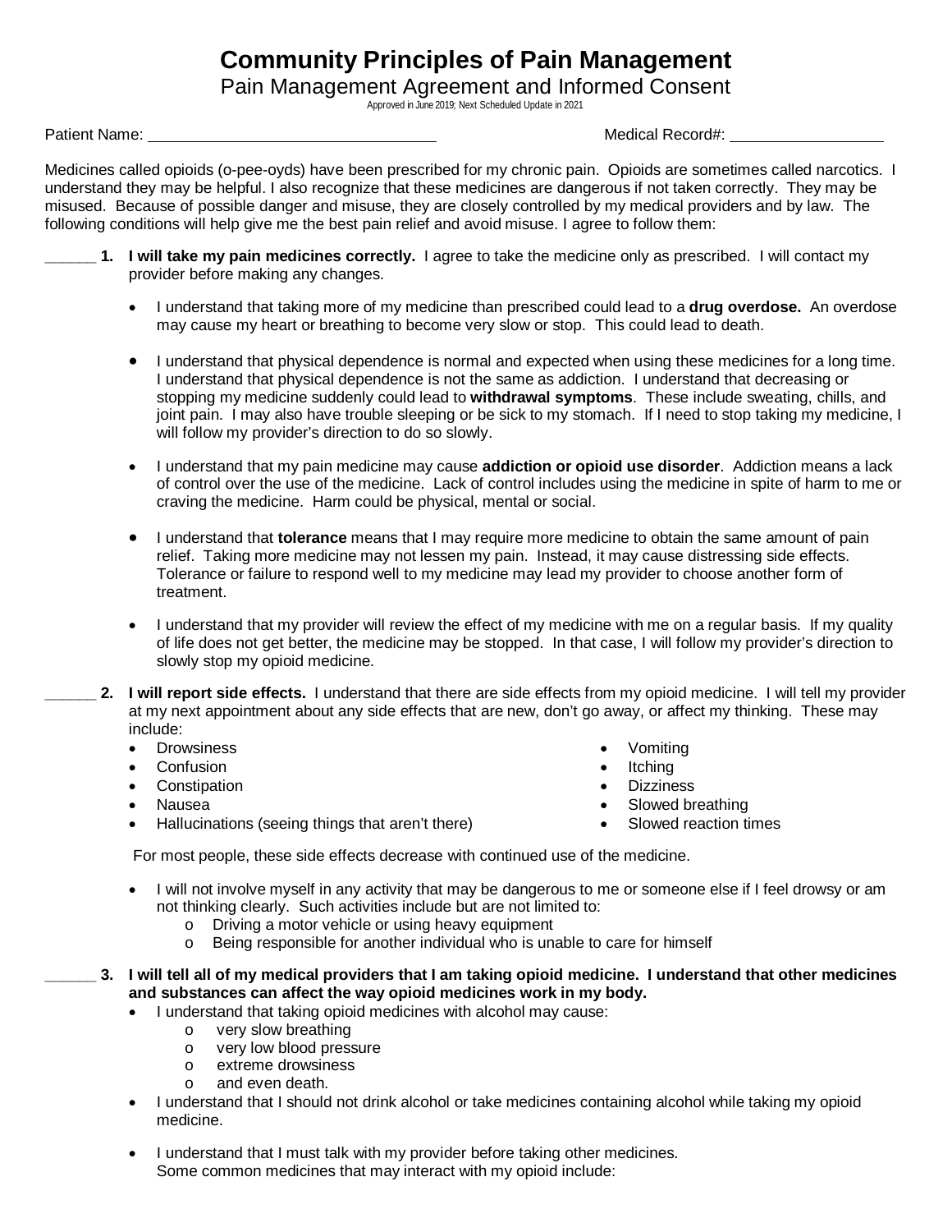# Community Principles of Pain Management

## Pain Management Agreement and Informed Consent

Approved in June 2019; Next Scheduled Update in 2021

Patient Name: ______________________________ Medical Record#: ________________

Medicines called opioids (o-pee-oyds) have been prescribed for my chronic pain. Opioids are sometimes called narcotics. I understand they may be helpful. I also recognize that these medicines are dangerous if not taken correctly. They may be misused. Because of possible danger and misuse, they are closely controlled by my medical providers and by law. The following conditions will help give me the best pain relief and avoid misuse. I agree to follow them:

______ **1. I will take my pain medicines correctly.** I agree to take the medicine only as prescribed. I will contact my provider before making any changes.

- I understand that taking more of my medicine than prescribed could lead to a **drug overdose.** An overdose may cause my heart or breathing to become very slow or stop. This could lead to death.
- I understand that physical dependence is normal and expected when using these medicines for a long time. I understand that physical dependence is not the same as addiction. I understand that decreasing or stopping my medicine suddenly could lead to **withdrawal symptoms**. These include sweating, chills, and joint pain. I may also have trouble sleeping or be sick to my stomach. If I need to stop taking my medicine, I will follow my provider's direction to do so slowly.
- I understand that my pain medicine may cause **addiction or opioid use disorder**. Addiction means a lack of control over the use of the medicine. Lack of control includes using the medicine in spite of harm to me or craving the medicine. Harm could be physical, mental or social.
- I understand that **tolerance** means that I may require more medicine to obtain the same amount of pain relief. Taking more medicine may not lessen my pain. Instead, it may cause distressing side effects. Tolerance or failure to respond well to my medicine may lead my provider to choose another form of treatment.
- I understand that my provider will review the effect of my medicine with me on a regular basis. If my quality of life does not get better, the medicine may be stopped. In that case, I will follow my provider's direction to slowly stop my opioid medicine.

______ **2. I will report side effects.** I understand that there are side effects from my opioid medicine. I will tell my provider at my next appointment about any side effects that are new, don't go away, or affect my thinking. These may include:

- Drowsiness
- Confusion
- Constipation
- Nausea
- Hallucinations (seeing things that aren't there)
- Vomiting
- Itching
- Dizziness
- Slowed breathing
- Slowed reaction times

For most people, these side effects decrease with continued use of the medicine.

- I will not involve myself in any activity that may be dangerous to me or someone else if I feel drowsy or am not thinking clearly. Such activities include but are not limited to:
  - Driving a motor vehicle or using heavy equipment
  - Being responsible for another individual who is unable to care for himself

______ **3. I will tell all of my medical providers that I am taking opioid medicine. I understand that other medicines and substances can affect the way opioid medicines work in my body.**

- I understand that taking opioid medicines with alcohol may cause:
  - very slow breathing
  - very low blood pressure
  - extreme drowsiness
  - and even death.
- I understand that I should not drink alcohol or take medicines containing alcohol while taking my opioid medicine.
- I understand that I must talk with my provider before taking other medicines.
  Some common medicines that may interact with my opioid include: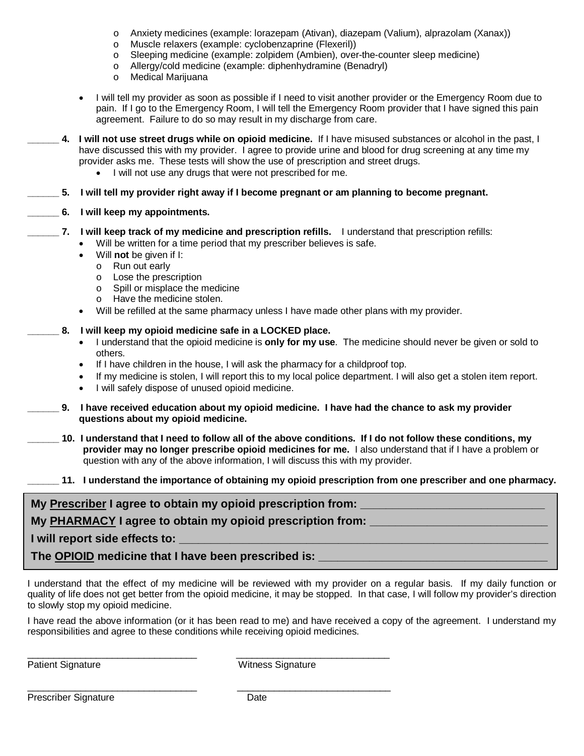- Anxiety medicines (example: lorazepam (Ativan), diazepam (Valium), alprazolam (Xanax))
- Muscle relaxers (example: cyclobenzaprine (Flexeril))
- Sleeping medicine (example: zolpidem (Ambien), over-the-counter sleep medicine)
- Allergy/cold medicine (example: diphenhydramine (Benadryl)
- Medical Marijuana

- I will tell my provider as soon as possible if I need to visit another provider or the Emergency Room due to pain. If I go to the Emergency Room, I will tell the Emergency Room provider that I have signed this pain agreement. Failure to do so may result in my discharge from care.

______ **4. I will not use street drugs while on opioid medicine.** If I have misused substances or alcohol in the past, I have discussed this with my provider. I agree to provide urine and blood for drug screening at any time my provider asks me. These tests will show the use of prescription and street drugs.

- I will not use any drugs that were not prescribed for me.

______ **5. I will tell my provider right away if I become pregnant or am planning to become pregnant.**

______ **6. I will keep my appointments.**

______ **7. I will keep track of my medicine and prescription refills.** I understand that prescription refills:

- Will be written for a time period that my prescriber believes is safe.
- Will **not** be given if I:
  - Run out early
  - Lose the prescription
  - Spill or misplace the medicine
  - Have the medicine stolen.
- Will be refilled at the same pharmacy unless I have made other plans with my provider.

______ **8. I will keep my opioid medicine safe in a LOCKED place.**

- I understand that the opioid medicine is **only for my use**. The medicine should never be given or sold to others.
- If I have children in the house, I will ask the pharmacy for a childproof top.
- If my medicine is stolen, I will report this to my local police department. I will also get a stolen item report.
- I will safely dispose of unused opioid medicine.

______ **9. I have received education about my opioid medicine. I have had the chance to ask my provider questions about my opioid medicine.**

______ **10. I understand that I need to follow all of the above conditions. If I do not follow these conditions, my provider may no longer prescribe opioid medicines for me.** I also understand that if I have a problem or question with any of the above information, I will discuss this with my provider.

______ **11. I understand the importance of obtaining my opioid prescription from one prescriber and one pharmacy.**

**My Prescriber I agree to obtain my opioid prescription from: ______________________________**

**My PHARMACY I agree to obtain my opioid prescription from: ______________________________**

**I will report side effects to: ______________________________**

**The OPIOID medicine that I have been prescribed is: ______________________________**

I understand that the effect of my medicine will be reviewed with my provider on a regular basis. If my daily function or quality of life does not get better from the opioid medicine, it may be stopped. In that case, I will follow my provider's direction to slowly stop my opioid medicine.

I have read the above information (or it has been read to me) and have received a copy of the agreement. I understand my responsibilities and agree to these conditions while receiving opioid medicines.

______________________________ ______________________________

Patient Signature Witness Signature

______________________________ ______________________________

Prescriber Signature Date